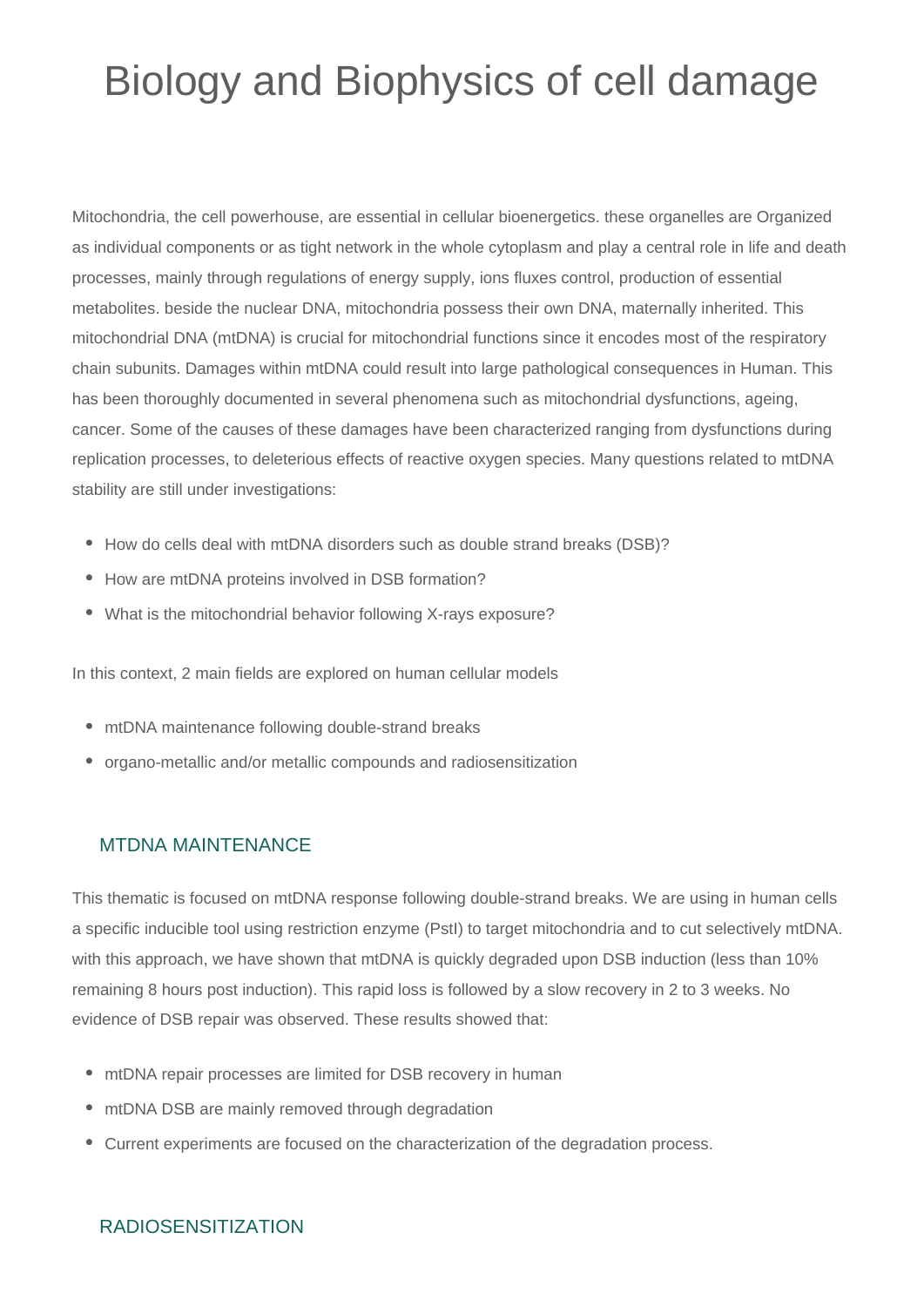# Biology and Biophysics of cell damage

Mitochondria, the cell powerhouse, are essential in cellular bioenergetics. these organelles are Organized as individual components or as tight network in the whole cytoplasm and play a central role in life and death processes, mainly through regulations of energy supply, ions fluxes control, production of essential metabolites. beside the nuclear DNA, mitochondria possess their own DNA, maternally inherited. This mitochondrial DNA (mtDNA) is crucial for mitochondrial functions since it encodes most of the respiratory chain subunits. Damages within mtDNA could result into large pathological consequences in Human. This has been thoroughly documented in several phenomena such as mitochondrial dysfunctions, ageing, cancer. Some of the causes of these damages have been characterized ranging from dysfunctions during replication processes, to deleterious effects of reactive oxygen species. Many questions related to mtDNA stability are still under investigations:

- How do cells deal with mtDNA disorders such as double strand breaks (DSB)?
- How are mtDNA proteins involved in DSB formation?
- What is the mitochondrial behavior following X-rays exposure?

In this context, 2 main fields are explored on human cellular models

- mtDNA maintenance following double-strand breaks
- organo-metallic and/or metallic compounds and radiosensitization

## MTDNA MAINTENANCE

This thematic is focused on mtDNA response following double-strand breaks. We are using in human cells a specific inducible tool using restriction enzyme (PstI) to target mitochondria and to cut selectively mtDNA. with this approach, we have shown that mtDNA is quickly degraded upon DSB induction (less than 10% remaining 8 hours post induction). This rapid loss is followed by a slow recovery in 2 to 3 weeks. No evidence of DSB repair was observed. These results showed that:

- mtDNA repair processes are limited for DSB recovery in human
- mtDNA DSB are mainly removed through degradation
- Current experiments are focused on the characterization of the degradation process.

## RADIOSENSITIZATION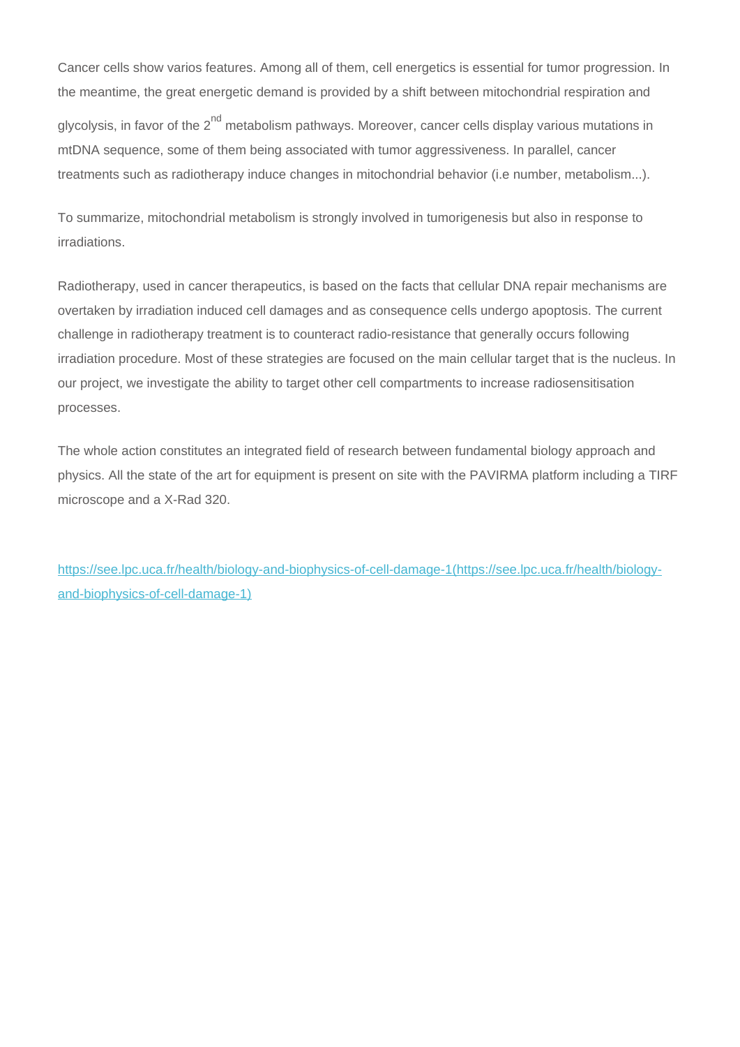Cancer cells show varios features. Among all of them, cell energetics is essential for tumor progression. In the meantime, the great energetic demand is provided by a shift between mitochondrial respiration and glycolysis, in favor of the $2^{nd}$ metabolism pathways. Moreover, cancer cells display various mutations in mtDNA sequence, some of them being associated with tumor aggressiveness. In parallel, cancer treatments such as radiotherapy induce changes in mitochondrial behavior (i.e number, metabolism...).

To summarize, mitochondrial metabolism is strongly involved in tumorigenesis but also in response to irradiations.

Radiotherapy, used in cancer therapeutics, is based on the facts that cellular DNA repair mechanisms are overtaken by irradiation induced cell damages and as consequence cells undergo apoptosis. The current challenge in radiotherapy treatment is to counteract radio-resistance that generally occurs following irradiation procedure. Most of these strategies are focused on the main cellular target that is the nucleus. In our project, we investigate the ability to target other cell compartments to increase radiosensitisation processes.

The whole action constitutes an integrated field of research between fundamental biology approach and physics. All the state of the art for equipment is present on site with the PAVIRMA platform including a TIRF microscope and a X-Rad 320.

https://see.lpc.uca.fr/health/biology-and-biophysics-of-cell-damage-1(https://see.lpc.uca.fr/health/biology-and-biophysics-of-cell-damage-1)